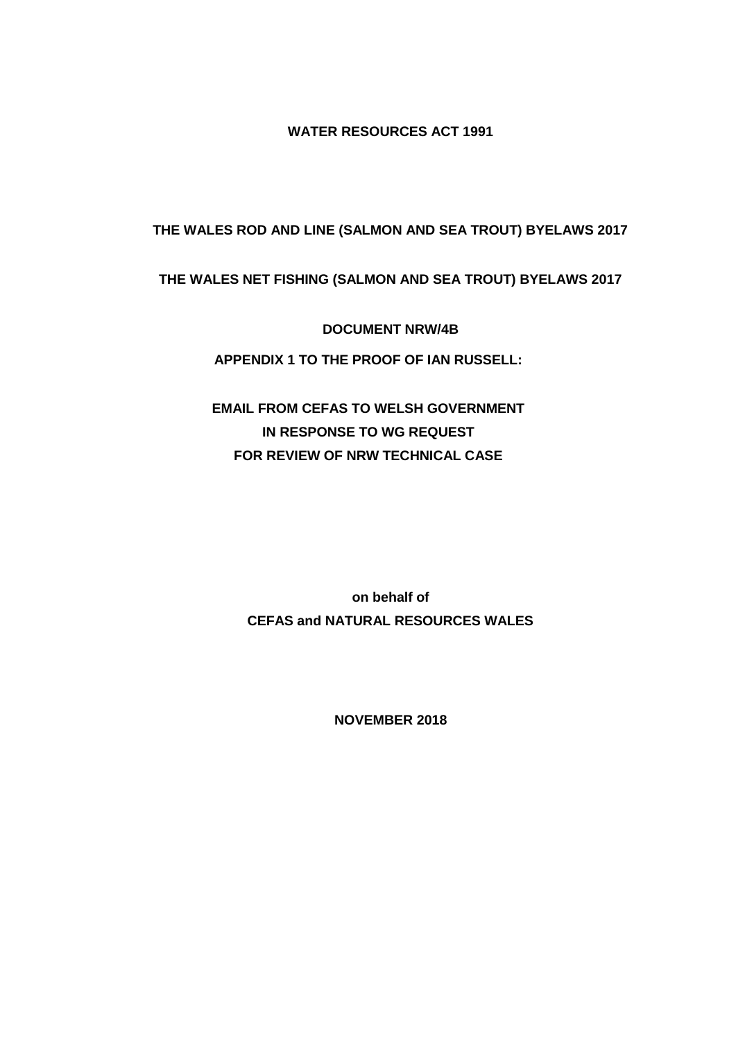**WATER RESOURCES ACT 1991**

**THE WALES ROD AND LINE (SALMON AND SEA TROUT) BYELAWS 2017**

**THE WALES NET FISHING (SALMON AND SEA TROUT) BYELAWS 2017**

**DOCUMENT NRW/4B**

**APPENDIX 1 TO THE PROOF OF IAN RUSSELL:**

**EMAIL FROM CEFAS TO WELSH GOVERNMENT IN RESPONSE TO WG REQUEST FOR REVIEW OF NRW TECHNICAL CASE**

**on behalf of**
**CEFAS and NATURAL RESOURCES WALES**

**NOVEMBER 2018**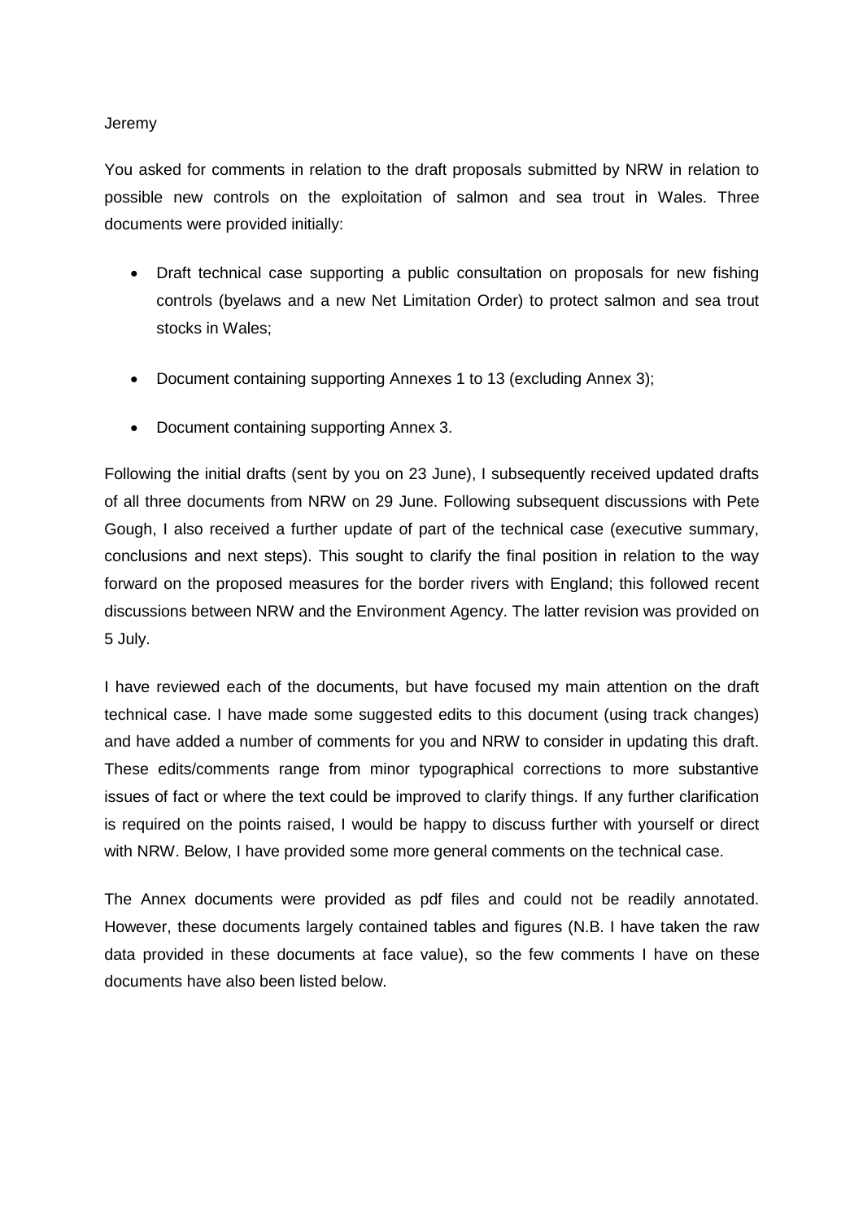Jeremy

You asked for comments in relation to the draft proposals submitted by NRW in relation to possible new controls on the exploitation of salmon and sea trout in Wales. Three documents were provided initially:

- Draft technical case supporting a public consultation on proposals for new fishing controls (byelaws and a new Net Limitation Order) to protect salmon and sea trout stocks in Wales;
- Document containing supporting Annexes 1 to 13 (excluding Annex 3);
- Document containing supporting Annex 3.

Following the initial drafts (sent by you on 23 June), I subsequently received updated drafts of all three documents from NRW on 29 June. Following subsequent discussions with Pete Gough, I also received a further update of part of the technical case (executive summary, conclusions and next steps). This sought to clarify the final position in relation to the way forward on the proposed measures for the border rivers with England; this followed recent discussions between NRW and the Environment Agency. The latter revision was provided on 5 July.

I have reviewed each of the documents, but have focused my main attention on the draft technical case. I have made some suggested edits to this document (using track changes) and have added a number of comments for you and NRW to consider in updating this draft. These edits/comments range from minor typographical corrections to more substantive issues of fact or where the text could be improved to clarify things. If any further clarification is required on the points raised, I would be happy to discuss further with yourself or direct with NRW. Below, I have provided some more general comments on the technical case.

The Annex documents were provided as pdf files and could not be readily annotated. However, these documents largely contained tables and figures (N.B. I have taken the raw data provided in these documents at face value), so the few comments I have on these documents have also been listed below.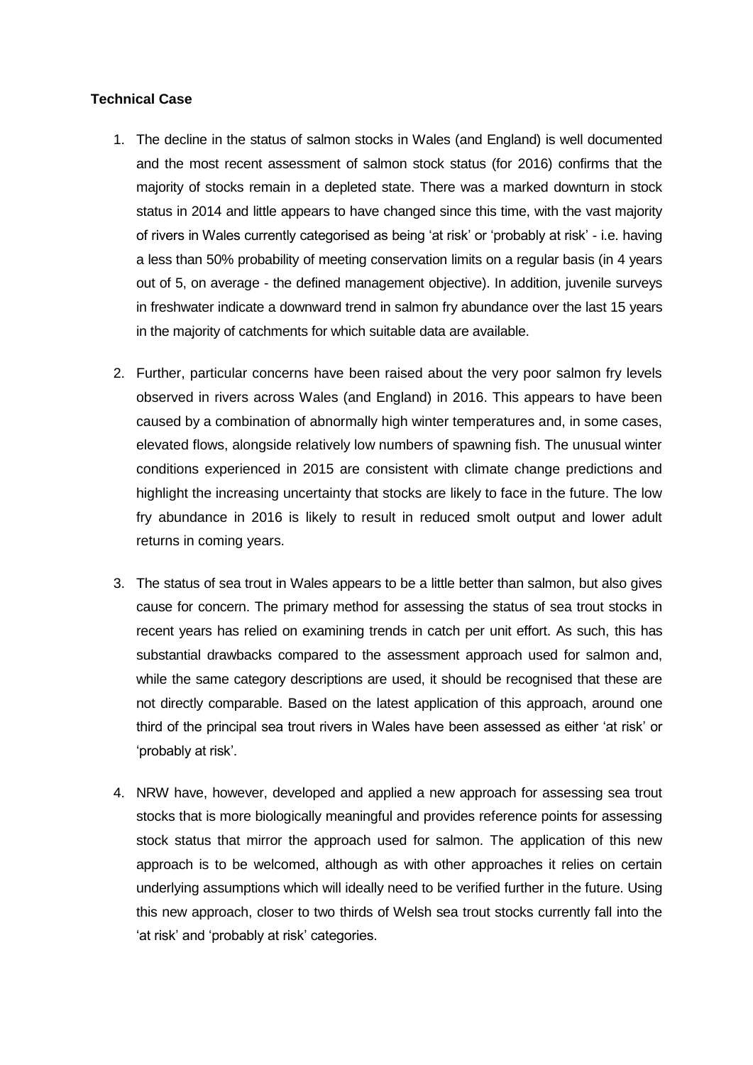**Technical Case**

1. The decline in the status of salmon stocks in Wales (and England) is well documented and the most recent assessment of salmon stock status (for 2016) confirms that the majority of stocks remain in a depleted state. There was a marked downturn in stock status in 2014 and little appears to have changed since this time, with the vast majority of rivers in Wales currently categorised as being 'at risk' or 'probably at risk' - i.e. having a less than 50% probability of meeting conservation limits on a regular basis (in 4 years out of 5, on average - the defined management objective). In addition, juvenile surveys in freshwater indicate a downward trend in salmon fry abundance over the last 15 years in the majority of catchments for which suitable data are available.

2. Further, particular concerns have been raised about the very poor salmon fry levels observed in rivers across Wales (and England) in 2016. This appears to have been caused by a combination of abnormally high winter temperatures and, in some cases, elevated flows, alongside relatively low numbers of spawning fish. The unusual winter conditions experienced in 2015 are consistent with climate change predictions and highlight the increasing uncertainty that stocks are likely to face in the future. The low fry abundance in 2016 is likely to result in reduced smolt output and lower adult returns in coming years.

3. The status of sea trout in Wales appears to be a little better than salmon, but also gives cause for concern. The primary method for assessing the status of sea trout stocks in recent years has relied on examining trends in catch per unit effort. As such, this has substantial drawbacks compared to the assessment approach used for salmon and, while the same category descriptions are used, it should be recognised that these are not directly comparable. Based on the latest application of this approach, around one third of the principal sea trout rivers in Wales have been assessed as either 'at risk' or 'probably at risk'.

4. NRW have, however, developed and applied a new approach for assessing sea trout stocks that is more biologically meaningful and provides reference points for assessing stock status that mirror the approach used for salmon. The application of this new approach is to be welcomed, although as with other approaches it relies on certain underlying assumptions which will ideally need to be verified further in the future. Using this new approach, closer to two thirds of Welsh sea trout stocks currently fall into the 'at risk' and 'probably at risk' categories.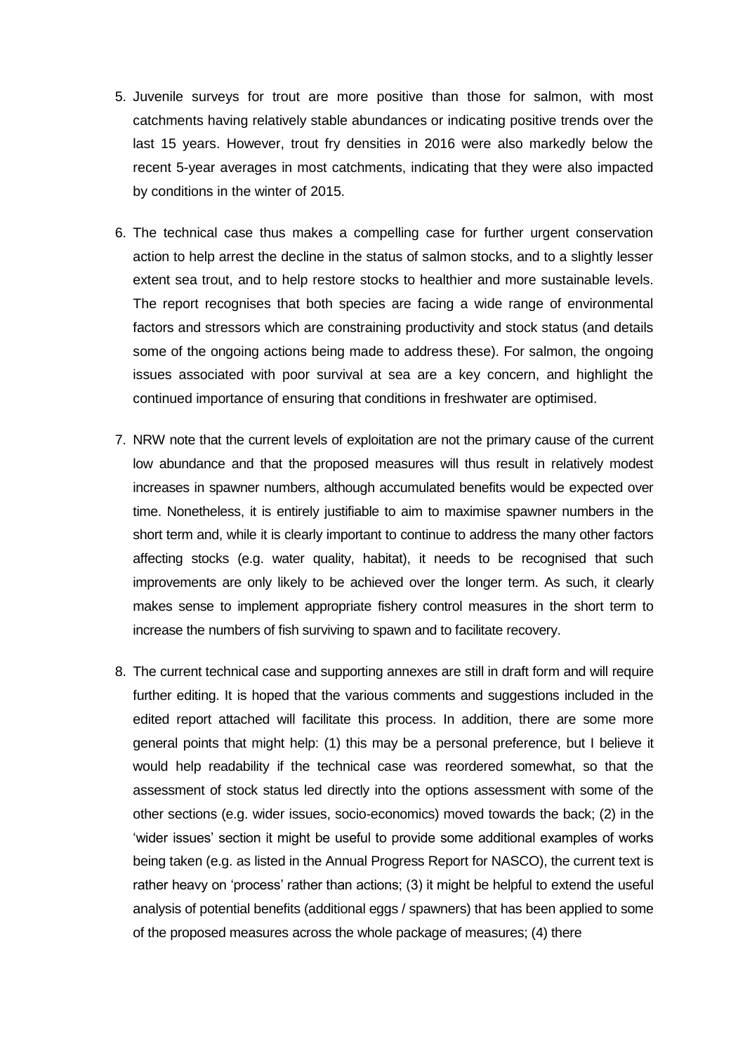5. Juvenile surveys for trout are more positive than those for salmon, with most catchments having relatively stable abundances or indicating positive trends over the last 15 years. However, trout fry densities in 2016 were also markedly below the recent 5-year averages in most catchments, indicating that they were also impacted by conditions in the winter of 2015.

6. The technical case thus makes a compelling case for further urgent conservation action to help arrest the decline in the status of salmon stocks, and to a slightly lesser extent sea trout, and to help restore stocks to healthier and more sustainable levels. The report recognises that both species are facing a wide range of environmental factors and stressors which are constraining productivity and stock status (and details some of the ongoing actions being made to address these). For salmon, the ongoing issues associated with poor survival at sea are a key concern, and highlight the continued importance of ensuring that conditions in freshwater are optimised.

7. NRW note that the current levels of exploitation are not the primary cause of the current low abundance and that the proposed measures will thus result in relatively modest increases in spawner numbers, although accumulated benefits would be expected over time. Nonetheless, it is entirely justifiable to aim to maximise spawner numbers in the short term and, while it is clearly important to continue to address the many other factors affecting stocks (e.g. water quality, habitat), it needs to be recognised that such improvements are only likely to be achieved over the longer term. As such, it clearly makes sense to implement appropriate fishery control measures in the short term to increase the numbers of fish surviving to spawn and to facilitate recovery.

8. The current technical case and supporting annexes are still in draft form and will require further editing. It is hoped that the various comments and suggestions included in the edited report attached will facilitate this process. In addition, there are some more general points that might help: (1) this may be a personal preference, but I believe it would help readability if the technical case was reordered somewhat, so that the assessment of stock status led directly into the options assessment with some of the other sections (e.g. wider issues, socio-economics) moved towards the back; (2) in the 'wider issues' section it might be useful to provide some additional examples of works being taken (e.g. as listed in the Annual Progress Report for NASCO), the current text is rather heavy on 'process' rather than actions; (3) it might be helpful to extend the useful analysis of potential benefits (additional eggs / spawners) that has been applied to some of the proposed measures across the whole package of measures; (4) there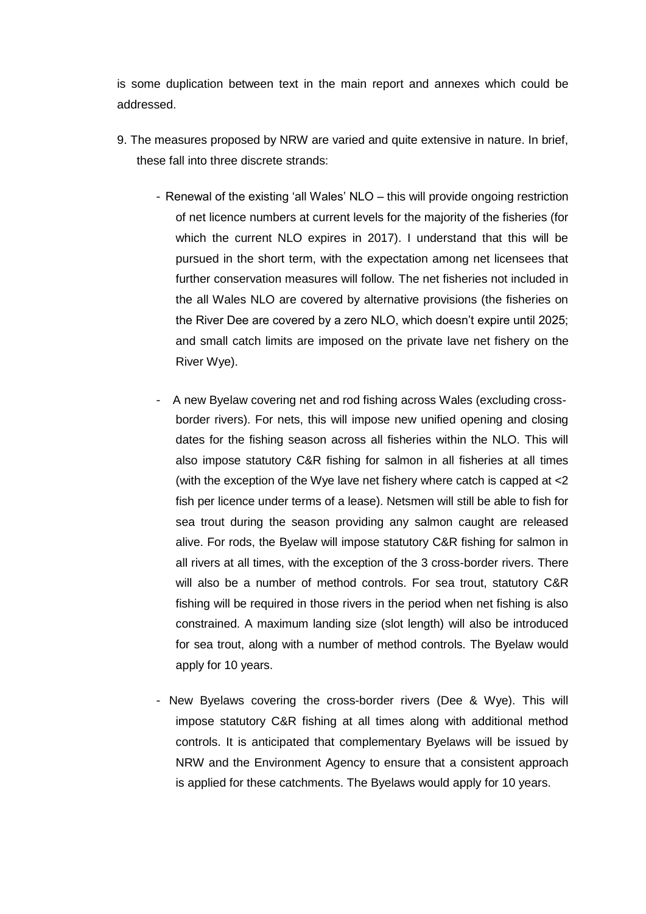is some duplication between text in the main report and annexes which could be addressed.

9. The measures proposed by NRW are varied and quite extensive in nature. In brief, these fall into three discrete strands:

   - Renewal of the existing 'all Wales' NLO – this will provide ongoing restriction of net licence numbers at current levels for the majority of the fisheries (for which the current NLO expires in 2017). I understand that this will be pursued in the short term, with the expectation among net licensees that further conservation measures will follow. The net fisheries not included in the all Wales NLO are covered by alternative provisions (the fisheries on the River Dee are covered by a zero NLO, which doesn't expire until 2025; and small catch limits are imposed on the private lave net fishery on the River Wye).

   - A new Byelaw covering net and rod fishing across Wales (excluding cross-border rivers). For nets, this will impose new unified opening and closing dates for the fishing season across all fisheries within the NLO. This will also impose statutory C&R fishing for salmon in all fisheries at all times (with the exception of the Wye lave net fishery where catch is capped at <2 fish per licence under terms of a lease). Netsmen will still be able to fish for sea trout during the season providing any salmon caught are released alive. For rods, the Byelaw will impose statutory C&R fishing for salmon in all rivers at all times, with the exception of the 3 cross-border rivers. There will also be a number of method controls. For sea trout, statutory C&R fishing will be required in those rivers in the period when net fishing is also constrained. A maximum landing size (slot length) will also be introduced for sea trout, along with a number of method controls. The Byelaw would apply for 10 years.

   - New Byelaws covering the cross-border rivers (Dee & Wye). This will impose statutory C&R fishing at all times along with additional method controls. It is anticipated that complementary Byelaws will be issued by NRW and the Environment Agency to ensure that a consistent approach is applied for these catchments. The Byelaws would apply for 10 years.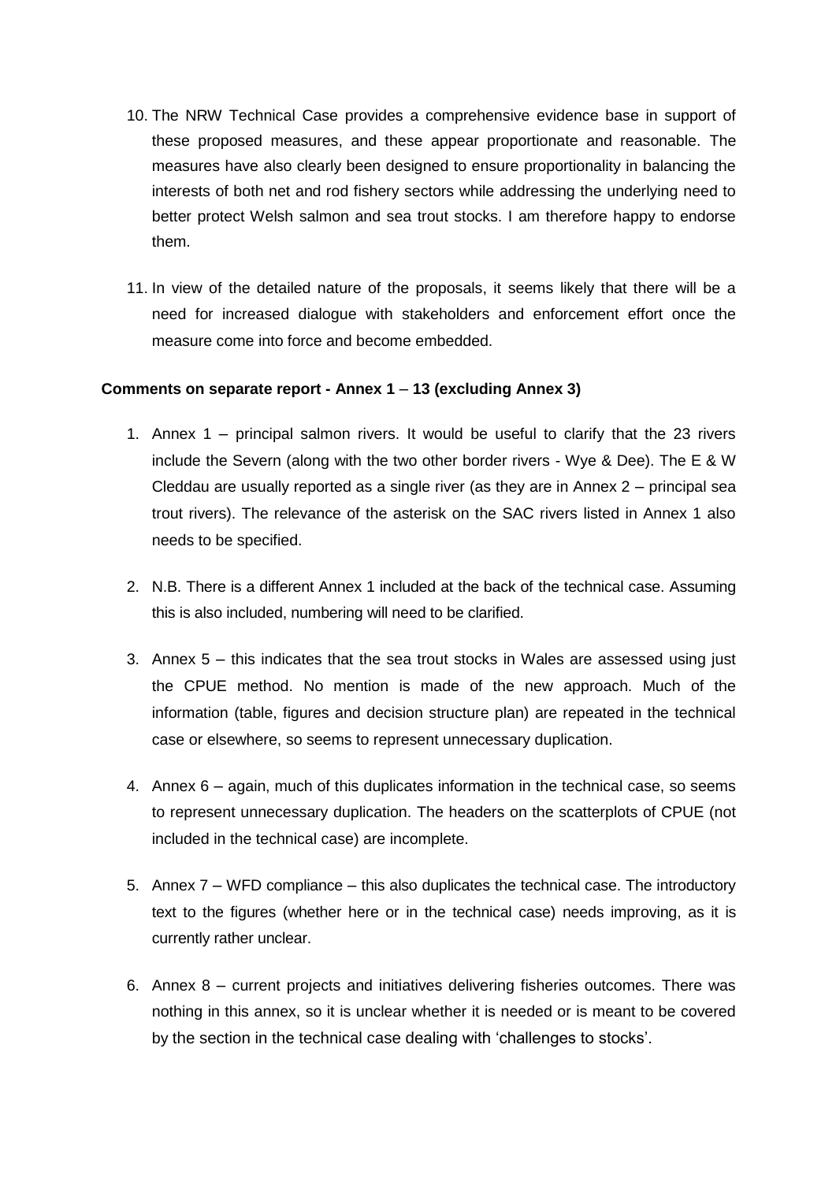10. The NRW Technical Case provides a comprehensive evidence base in support of these proposed measures, and these appear proportionate and reasonable. The measures have also clearly been designed to ensure proportionality in balancing the interests of both net and rod fishery sectors while addressing the underlying need to better protect Welsh salmon and sea trout stocks. I am therefore happy to endorse them.

11. In view of the detailed nature of the proposals, it seems likely that there will be a need for increased dialogue with stakeholders and enforcement effort once the measure come into force and become embedded.

**Comments on separate report - Annex 1 – 13 (excluding Annex 3)**

1. Annex 1 – principal salmon rivers. It would be useful to clarify that the 23 rivers include the Severn (along with the two other border rivers - Wye & Dee). The E & W Cleddau are usually reported as a single river (as they are in Annex 2 – principal sea trout rivers). The relevance of the asterisk on the SAC rivers listed in Annex 1 also needs to be specified.

2. N.B. There is a different Annex 1 included at the back of the technical case. Assuming this is also included, numbering will need to be clarified.

3. Annex 5 – this indicates that the sea trout stocks in Wales are assessed using just the CPUE method. No mention is made of the new approach. Much of the information (table, figures and decision structure plan) are repeated in the technical case or elsewhere, so seems to represent unnecessary duplication.

4. Annex 6 – again, much of this duplicates information in the technical case, so seems to represent unnecessary duplication. The headers on the scatterplots of CPUE (not included in the technical case) are incomplete.

5. Annex 7 – WFD compliance – this also duplicates the technical case. The introductory text to the figures (whether here or in the technical case) needs improving, as it is currently rather unclear.

6. Annex 8 – current projects and initiatives delivering fisheries outcomes. There was nothing in this annex, so it is unclear whether it is needed or is meant to be covered by the section in the technical case dealing with 'challenges to stocks'.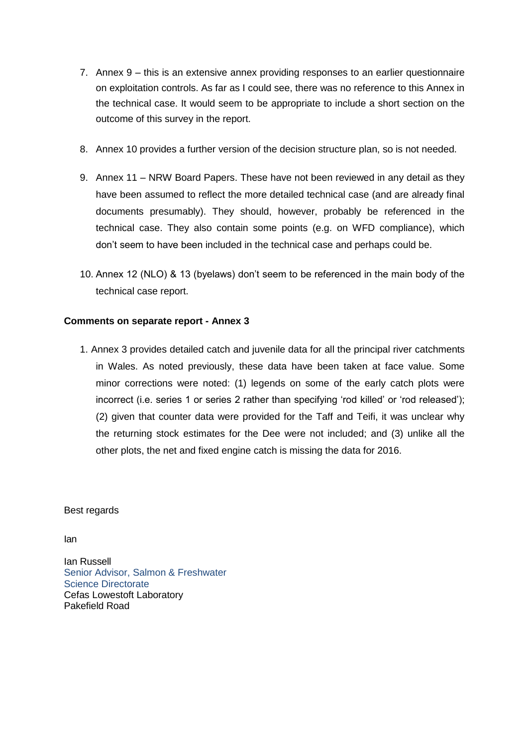7. Annex 9 – this is an extensive annex providing responses to an earlier questionnaire on exploitation controls. As far as I could see, there was no reference to this Annex in the technical case. It would seem to be appropriate to include a short section on the outcome of this survey in the report.

8. Annex 10 provides a further version of the decision structure plan, so is not needed.

9. Annex 11 – NRW Board Papers. These have not been reviewed in any detail as they have been assumed to reflect the more detailed technical case (and are already final documents presumably). They should, however, probably be referenced in the technical case. They also contain some points (e.g. on WFD compliance), which don't seem to have been included in the technical case and perhaps could be.

10. Annex 12 (NLO) & 13 (byelaws) don't seem to be referenced in the main body of the technical case report.

**Comments on separate report - Annex 3**

1. Annex 3 provides detailed catch and juvenile data for all the principal river catchments in Wales. As noted previously, these data have been taken at face value. Some minor corrections were noted: (1) legends on some of the early catch plots were incorrect (i.e. series 1 or series 2 rather than specifying 'rod killed' or 'rod released'); (2) given that counter data were provided for the Taff and Teifi, it was unclear why the returning stock estimates for the Dee were not included; and (3) unlike all the other plots, the net and fixed engine catch is missing the data for 2016.

Best regards

Ian

Ian Russell
Senior Advisor, Salmon & Freshwater
Science Directorate
Cefas Lowestoft Laboratory
Pakefield Road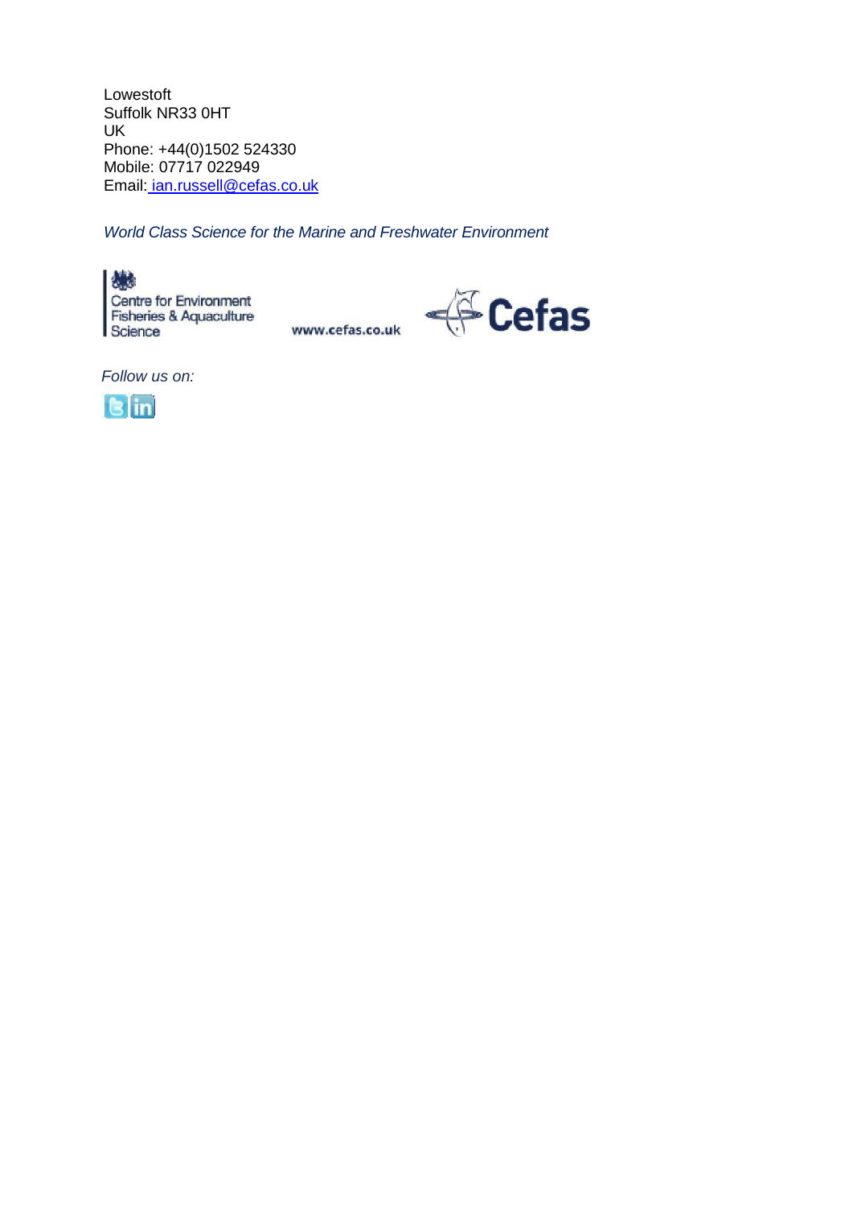Lowestoft
Suffolk NR33 0HT
UK
Phone: +44(0)1502 524330
Mobile: 07717 022949
Email: ian.russell@cefas.co.uk

*World Class Science for the Marine and Freshwater Environment*

Centre for Environment Fisheries & Aquaculture Science

www.cefas.co.uk

Cefas

*Follow us on:*